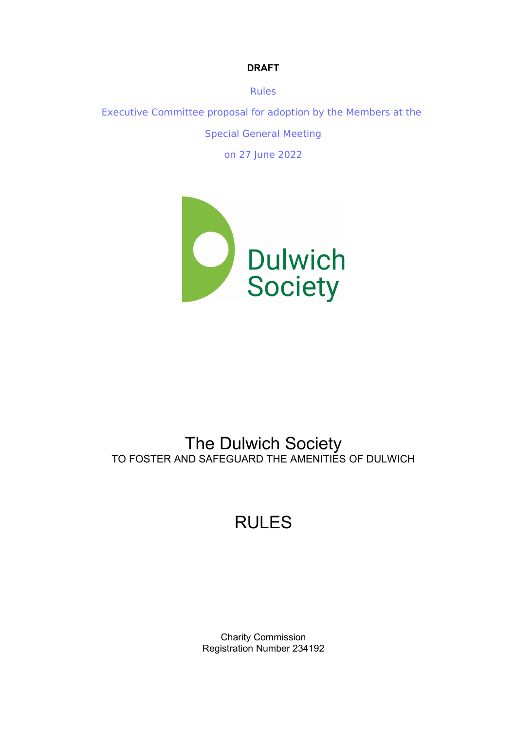**DRAFT**

Rules

Executive Committee proposal for adoption by the Members at the

Special General Meeting

on 27 June 2022

Dulwich Society

# The Dulwich Society

TO FOSTER AND SAFEGUARD THE AMENITIES OF DULWICH

# RULES

Charity Commission
Registration Number 234192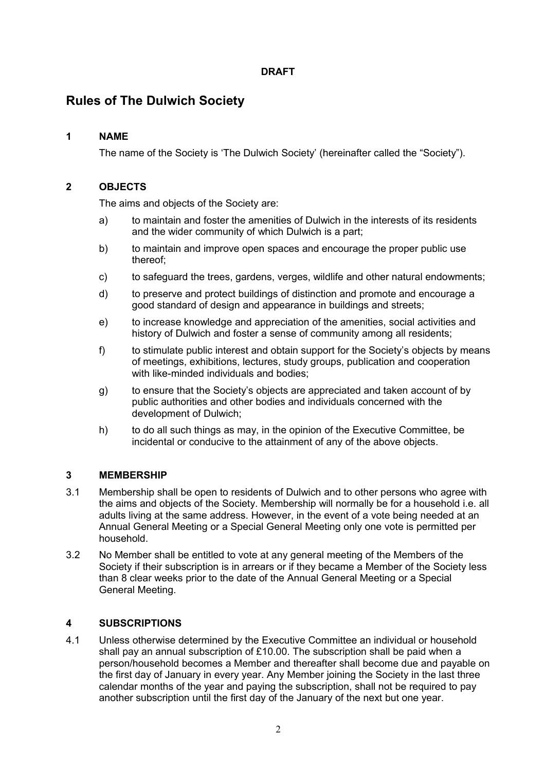**DRAFT**

# Rules of The Dulwich Society

## 1 NAME

The name of the Society is 'The Dulwich Society' (hereinafter called the "Society").

## 2 OBJECTS

The aims and objects of the Society are:

a) to maintain and foster the amenities of Dulwich in the interests of its residents and the wider community of which Dulwich is a part;

b) to maintain and improve open spaces and encourage the proper public use thereof;

c) to safeguard the trees, gardens, verges, wildlife and other natural endowments;

d) to preserve and protect buildings of distinction and promote and encourage a good standard of design and appearance in buildings and streets;

e) to increase knowledge and appreciation of the amenities, social activities and history of Dulwich and foster a sense of community among all residents;

f) to stimulate public interest and obtain support for the Society's objects by means of meetings, exhibitions, lectures, study groups, publication and cooperation with like-minded individuals and bodies;

g) to ensure that the Society's objects are appreciated and taken account of by public authorities and other bodies and individuals concerned with the development of Dulwich;

h) to do all such things as may, in the opinion of the Executive Committee, be incidental or conducive to the attainment of any of the above objects.

## 3 MEMBERSHIP

3.1 Membership shall be open to residents of Dulwich and to other persons who agree with the aims and objects of the Society. Membership will normally be for a household i.e. all adults living at the same address. However, in the event of a vote being needed at an Annual General Meeting or a Special General Meeting only one vote is permitted per household.

3.2 No Member shall be entitled to vote at any general meeting of the Members of the Society if their subscription is in arrears or if they became a Member of the Society less than 8 clear weeks prior to the date of the Annual General Meeting or a Special General Meeting.

## 4 SUBSCRIPTIONS

4.1 Unless otherwise determined by the Executive Committee an individual or household shall pay an annual subscription of £10.00. The subscription shall be paid when a person/household becomes a Member and thereafter shall become due and payable on the first day of January in every year. Any Member joining the Society in the last three calendar months of the year and paying the subscription, shall not be required to pay another subscription until the first day of the January of the next but one year.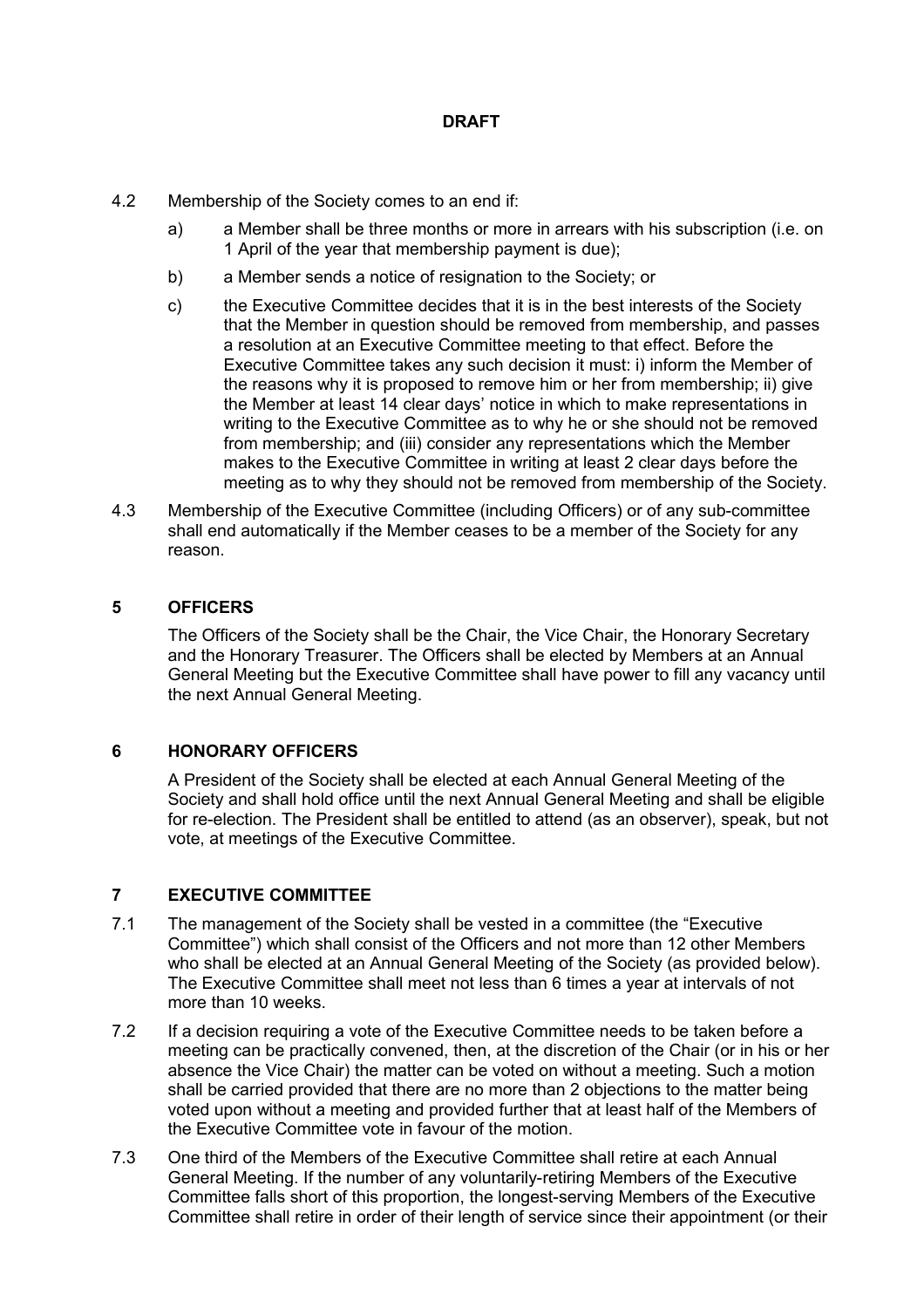**DRAFT**

4.2 Membership of the Society comes to an end if:

a) a Member shall be three months or more in arrears with his subscription (i.e. on 1 April of the year that membership payment is due);

b) a Member sends a notice of resignation to the Society; or

c) the Executive Committee decides that it is in the best interests of the Society that the Member in question should be removed from membership, and passes a resolution at an Executive Committee meeting to that effect. Before the Executive Committee takes any such decision it must: i) inform the Member of the reasons why it is proposed to remove him or her from membership; ii) give the Member at least 14 clear days' notice in which to make representations in writing to the Executive Committee as to why he or she should not be removed from membership; and (iii) consider any representations which the Member makes to the Executive Committee in writing at least 2 clear days before the meeting as to why they should not be removed from membership of the Society.

4.3 Membership of the Executive Committee (including Officers) or of any sub-committee shall end automatically if the Member ceases to be a member of the Society for any reason.

## 5 OFFICERS

The Officers of the Society shall be the Chair, the Vice Chair, the Honorary Secretary and the Honorary Treasurer. The Officers shall be elected by Members at an Annual General Meeting but the Executive Committee shall have power to fill any vacancy until the next Annual General Meeting.

## 6 HONORARY OFFICERS

A President of the Society shall be elected at each Annual General Meeting of the Society and shall hold office until the next Annual General Meeting and shall be eligible for re-election. The President shall be entitled to attend (as an observer), speak, but not vote, at meetings of the Executive Committee.

## 7 EXECUTIVE COMMITTEE

7.1 The management of the Society shall be vested in a committee (the "Executive Committee") which shall consist of the Officers and not more than 12 other Members who shall be elected at an Annual General Meeting of the Society (as provided below). The Executive Committee shall meet not less than 6 times a year at intervals of not more than 10 weeks.

7.2 If a decision requiring a vote of the Executive Committee needs to be taken before a meeting can be practically convened, then, at the discretion of the Chair (or in his or her absence the Vice Chair) the matter can be voted on without a meeting. Such a motion shall be carried provided that there are no more than 2 objections to the matter being voted upon without a meeting and provided further that at least half of the Members of the Executive Committee vote in favour of the motion.

7.3 One third of the Members of the Executive Committee shall retire at each Annual General Meeting. If the number of any voluntarily-retiring Members of the Executive Committee falls short of this proportion, the longest-serving Members of the Executive Committee shall retire in order of their length of service since their appointment (or their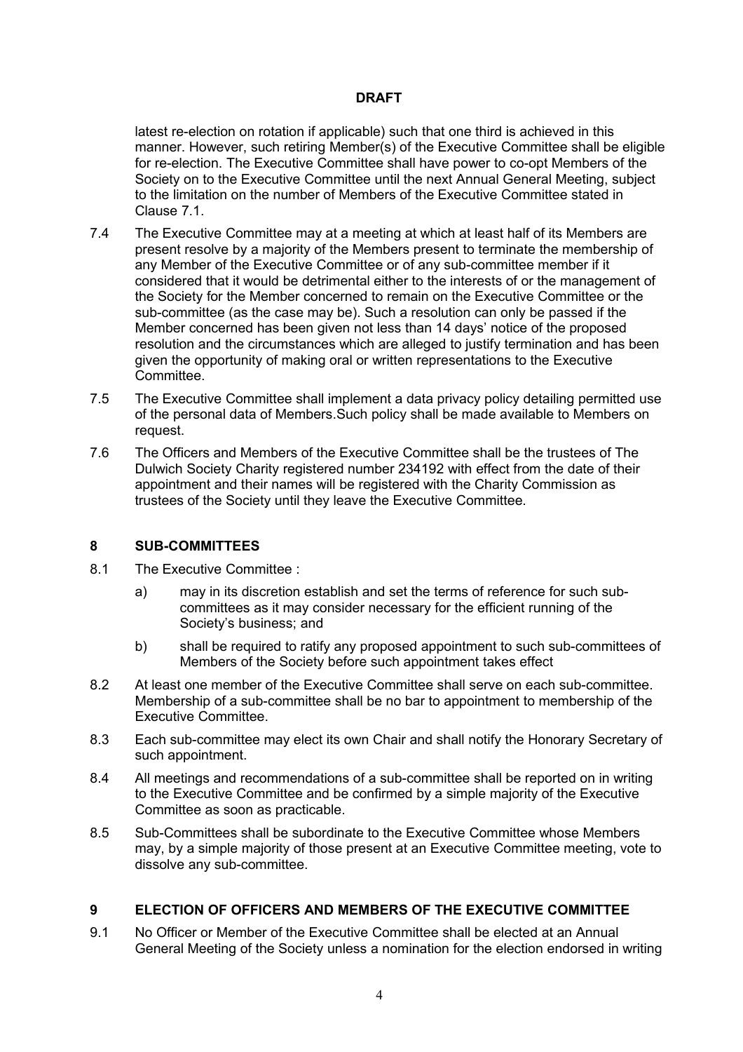**DRAFT**

latest re-election on rotation if applicable) such that one third is achieved in this manner. However, such retiring Member(s) of the Executive Committee shall be eligible for re-election. The Executive Committee shall have power to co-opt Members of the Society on to the Executive Committee until the next Annual General Meeting, subject to the limitation on the number of Members of the Executive Committee stated in Clause 7.1.

7.4 The Executive Committee may at a meeting at which at least half of its Members are present resolve by a majority of the Members present to terminate the membership of any Member of the Executive Committee or of any sub-committee member if it considered that it would be detrimental either to the interests of or the management of the Society for the Member concerned to remain on the Executive Committee or the sub-committee (as the case may be). Such a resolution can only be passed if the Member concerned has been given not less than 14 days' notice of the proposed resolution and the circumstances which are alleged to justify termination and has been given the opportunity of making oral or written representations to the Executive Committee.

7.5 The Executive Committee shall implement a data privacy policy detailing permitted use of the personal data of Members.Such policy shall be made available to Members on request.

7.6 The Officers and Members of the Executive Committee shall be the trustees of The Dulwich Society Charity registered number 234192 with effect from the date of their appointment and their names will be registered with the Charity Commission as trustees of the Society until they leave the Executive Committee.

## 8 SUB-COMMITTEES

8.1 The Executive Committee :

a) may in its discretion establish and set the terms of reference for such sub-committees as it may consider necessary for the efficient running of the Society's business; and

b) shall be required to ratify any proposed appointment to such sub-committees of Members of the Society before such appointment takes effect

8.2 At least one member of the Executive Committee shall serve on each sub-committee. Membership of a sub-committee shall be no bar to appointment to membership of the Executive Committee.

8.3 Each sub-committee may elect its own Chair and shall notify the Honorary Secretary of such appointment.

8.4 All meetings and recommendations of a sub-committee shall be reported on in writing to the Executive Committee and be confirmed by a simple majority of the Executive Committee as soon as practicable.

8.5 Sub-Committees shall be subordinate to the Executive Committee whose Members may, by a simple majority of those present at an Executive Committee meeting, vote to dissolve any sub-committee.

## 9 ELECTION OF OFFICERS AND MEMBERS OF THE EXECUTIVE COMMITTEE

9.1 No Officer or Member of the Executive Committee shall be elected at an Annual General Meeting of the Society unless a nomination for the election endorsed in writing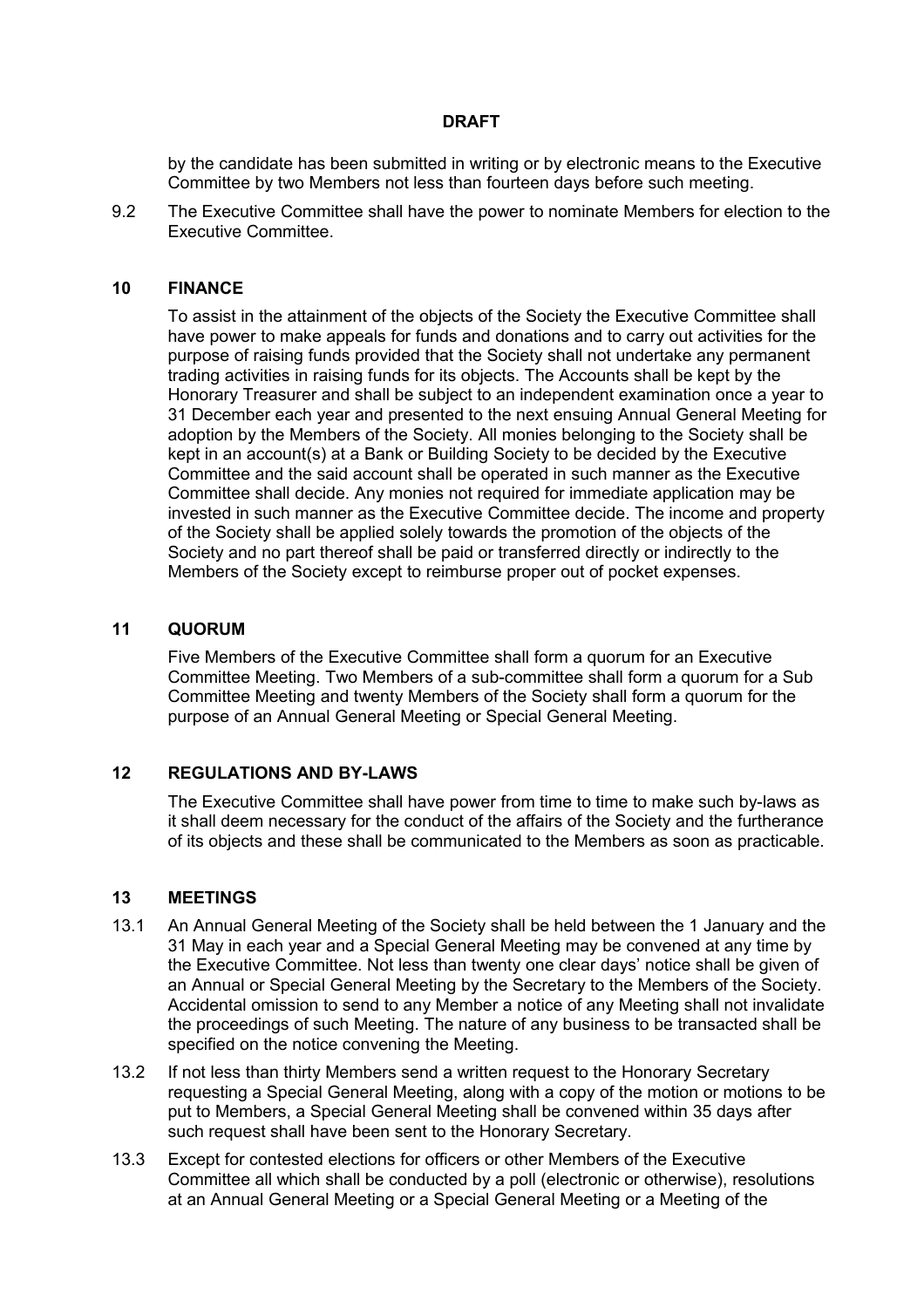**DRAFT**

by the candidate has been submitted in writing or by electronic means to the Executive Committee by two Members not less than fourteen days before such meeting.

9.2 The Executive Committee shall have the power to nominate Members for election to the Executive Committee.

## 10 FINANCE

To assist in the attainment of the objects of the Society the Executive Committee shall have power to make appeals for funds and donations and to carry out activities for the purpose of raising funds provided that the Society shall not undertake any permanent trading activities in raising funds for its objects. The Accounts shall be kept by the Honorary Treasurer and shall be subject to an independent examination once a year to 31 December each year and presented to the next ensuing Annual General Meeting for adoption by the Members of the Society. All monies belonging to the Society shall be kept in an account(s) at a Bank or Building Society to be decided by the Executive Committee and the said account shall be operated in such manner as the Executive Committee shall decide. Any monies not required for immediate application may be invested in such manner as the Executive Committee decide. The income and property of the Society shall be applied solely towards the promotion of the objects of the Society and no part thereof shall be paid or transferred directly or indirectly to the Members of the Society except to reimburse proper out of pocket expenses.

## 11 QUORUM

Five Members of the Executive Committee shall form a quorum for an Executive Committee Meeting. Two Members of a sub-committee shall form a quorum for a Sub Committee Meeting and twenty Members of the Society shall form a quorum for the purpose of an Annual General Meeting or Special General Meeting.

## 12 REGULATIONS AND BY-LAWS

The Executive Committee shall have power from time to time to make such by-laws as it shall deem necessary for the conduct of the affairs of the Society and the furtherance of its objects and these shall be communicated to the Members as soon as practicable.

## 13 MEETINGS

13.1 An Annual General Meeting of the Society shall be held between the 1 January and the 31 May in each year and a Special General Meeting may be convened at any time by the Executive Committee. Not less than twenty one clear days' notice shall be given of an Annual or Special General Meeting by the Secretary to the Members of the Society. Accidental omission to send to any Member a notice of any Meeting shall not invalidate the proceedings of such Meeting. The nature of any business to be transacted shall be specified on the notice convening the Meeting.

13.2 If not less than thirty Members send a written request to the Honorary Secretary requesting a Special General Meeting, along with a copy of the motion or motions to be put to Members, a Special General Meeting shall be convened within 35 days after such request shall have been sent to the Honorary Secretary.

13.3 Except for contested elections for officers or other Members of the Executive Committee all which shall be conducted by a poll (electronic or otherwise), resolutions at an Annual General Meeting or a Special General Meeting or a Meeting of the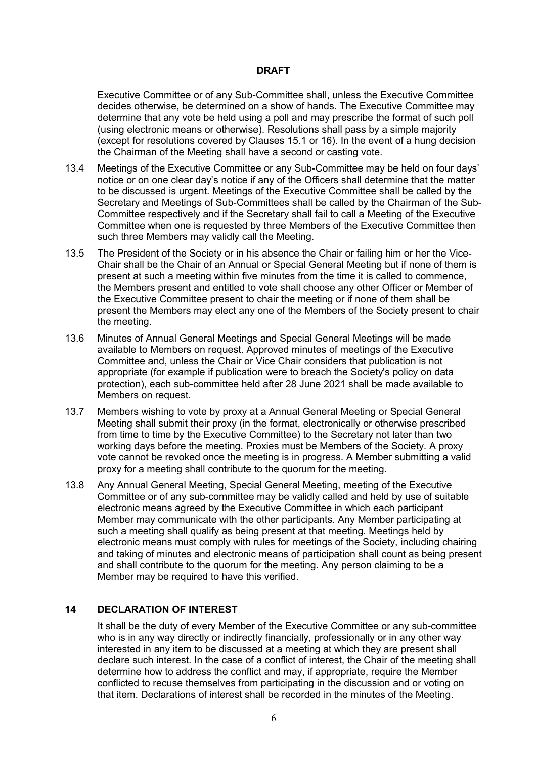**DRAFT**

Executive Committee or of any Sub-Committee shall, unless the Executive Committee decides otherwise, be determined on a show of hands. The Executive Committee may determine that any vote be held using a poll and may prescribe the format of such poll (using electronic means or otherwise). Resolutions shall pass by a simple majority (except for resolutions covered by Clauses 15.1 or 16). In the event of a hung decision the Chairman of the Meeting shall have a second or casting vote.

13.4 Meetings of the Executive Committee or any Sub-Committee may be held on four days' notice or on one clear day's notice if any of the Officers shall determine that the matter to be discussed is urgent. Meetings of the Executive Committee shall be called by the Secretary and Meetings of Sub-Committees shall be called by the Chairman of the Sub-Committee respectively and if the Secretary shall fail to call a Meeting of the Executive Committee when one is requested by three Members of the Executive Committee then such three Members may validly call the Meeting.

13.5 The President of the Society or in his absence the Chair or failing him or her the Vice-Chair shall be the Chair of an Annual or Special General Meeting but if none of them is present at such a meeting within five minutes from the time it is called to commence, the Members present and entitled to vote shall choose any other Officer or Member of the Executive Committee present to chair the meeting or if none of them shall be present the Members may elect any one of the Members of the Society present to chair the meeting.

13.6 Minutes of Annual General Meetings and Special General Meetings will be made available to Members on request. Approved minutes of meetings of the Executive Committee and, unless the Chair or Vice Chair considers that publication is not appropriate (for example if publication were to breach the Society's policy on data protection), each sub-committee held after 28 June 2021 shall be made available to Members on request.

13.7 Members wishing to vote by proxy at a Annual General Meeting or Special General Meeting shall submit their proxy (in the format, electronically or otherwise prescribed from time to time by the Executive Committee) to the Secretary not later than two working days before the meeting. Proxies must be Members of the Society. A proxy vote cannot be revoked once the meeting is in progress. A Member submitting a valid proxy for a meeting shall contribute to the quorum for the meeting.

13.8 Any Annual General Meeting, Special General Meeting, meeting of the Executive Committee or of any sub-committee may be validly called and held by use of suitable electronic means agreed by the Executive Committee in which each participant Member may communicate with the other participants. Any Member participating at such a meeting shall qualify as being present at that meeting. Meetings held by electronic means must comply with rules for meetings of the Society, including chairing and taking of minutes and electronic means of participation shall count as being present and shall contribute to the quorum for the meeting. Any person claiming to be a Member may be required to have this verified.

## 14 DECLARATION OF INTEREST

It shall be the duty of every Member of the Executive Committee or any sub-committee who is in any way directly or indirectly financially, professionally or in any other way interested in any item to be discussed at a meeting at which they are present shall declare such interest. In the case of a conflict of interest, the Chair of the meeting shall determine how to address the conflict and may, if appropriate, require the Member conflicted to recuse themselves from participating in the discussion and or voting on that item. Declarations of interest shall be recorded in the minutes of the Meeting.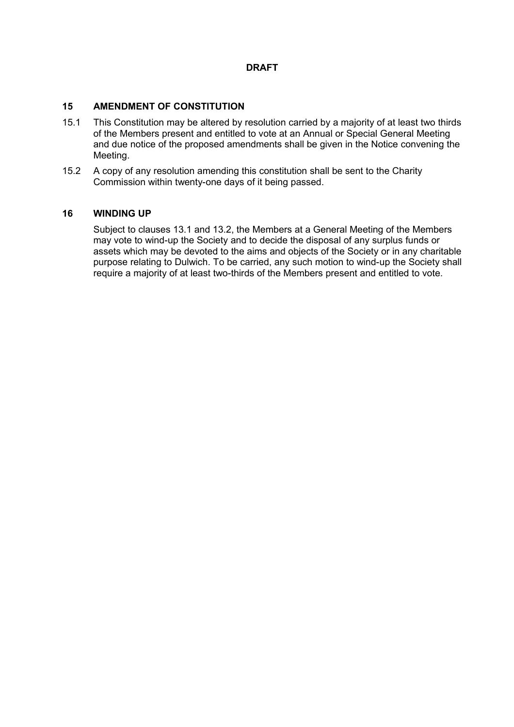**DRAFT**

## 15 AMENDMENT OF CONSTITUTION

15.1 This Constitution may be altered by resolution carried by a majority of at least two thirds of the Members present and entitled to vote at an Annual or Special General Meeting and due notice of the proposed amendments shall be given in the Notice convening the Meeting.

15.2 A copy of any resolution amending this constitution shall be sent to the Charity Commission within twenty-one days of it being passed.

## 16 WINDING UP

Subject to clauses 13.1 and 13.2, the Members at a General Meeting of the Members may vote to wind-up the Society and to decide the disposal of any surplus funds or assets which may be devoted to the aims and objects of the Society or in any charitable purpose relating to Dulwich. To be carried, any such motion to wind-up the Society shall require a majority of at least two-thirds of the Members present and entitled to vote.